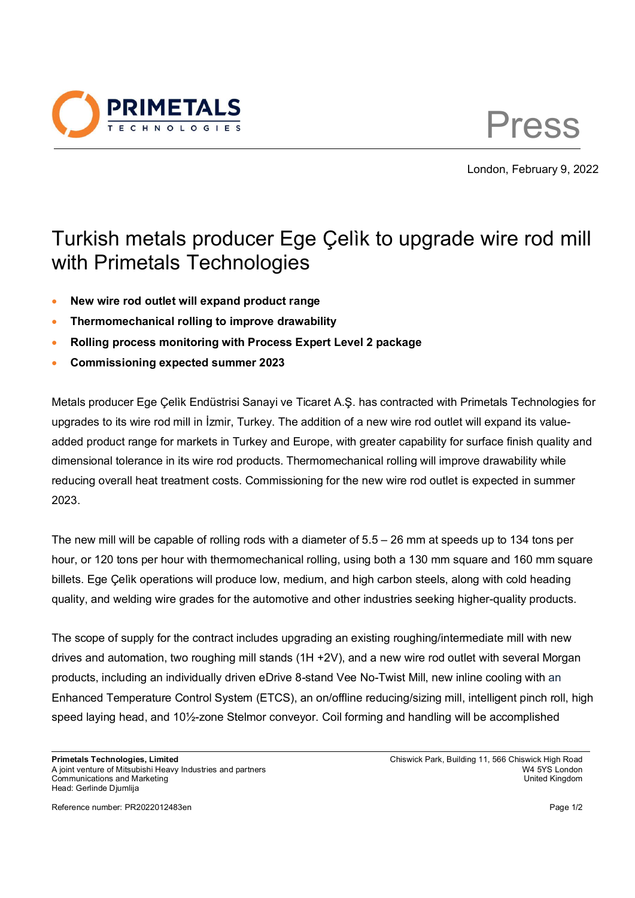Press

London, February 9, 2022

# Turkish metals producer Ege Çelìk to upgrade wire rod mill with Primetals Technologies

- **New wire rod outlet will expand product range**
- **Thermomechanical rolling to improve drawability**
- **Rolling process monitoring with Process Expert Level 2 package**
- **Commissioning expected summer 2023**

Metals producer Ege Çelìk Endüstrisi Sanayi ve Ticaret A.Ş. has contracted with Primetals Technologies for upgrades to its wire rod mill in İzmir, Turkey. The addition of a new wire rod outlet will expand its value-added product range for markets in Turkey and Europe, with greater capability for surface finish quality and dimensional tolerance in its wire rod products. Thermomechanical rolling will improve drawability while reducing overall heat treatment costs. Commissioning for the new wire rod outlet is expected in summer 2023.

The new mill will be capable of rolling rods with a diameter of 5.5 – 26 mm at speeds up to 134 tons per hour, or 120 tons per hour with thermomechanical rolling, using both a 130 mm square and 160 mm square billets. Ege Çelìk operations will produce low, medium, and high carbon steels, along with cold heading quality, and welding wire grades for the automotive and other industries seeking higher-quality products.

The scope of supply for the contract includes upgrading an existing roughing/intermediate mill with new drives and automation, two roughing mill stands (1H +2V), and a new wire rod outlet with several Morgan products, including an individually driven eDrive 8-stand Vee No-Twist Mill, new inline cooling with an Enhanced Temperature Control System (ETCS), an on/offline reducing/sizing mill, intelligent pinch roll, high speed laying head, and 10½-zone Stelmor conveyor. Coil forming and handling will be accomplished

**Primetals Technologies, Limited**
A joint venture of Mitsubishi Heavy Industries and partners
Communications and Marketing
Head: Gerlinde Djumlija

Chiswick Park, Building 11, 566 Chiswick High Road
W4 5YS London
United Kingdom

Reference number: PR2022012483en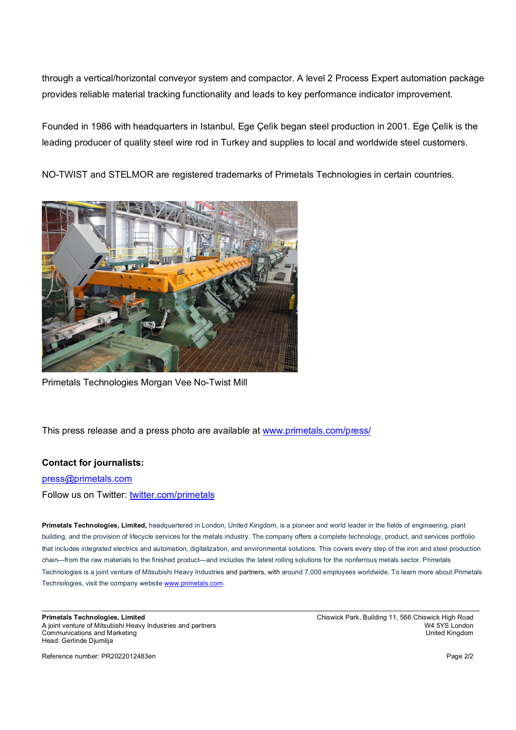through a vertical/horizontal conveyor system and compactor. A level 2 Process Expert automation package provides reliable material tracking functionality and leads to key performance indicator improvement.

Founded in 1986 with headquarters in Istanbul, Ege Çelik began steel production in 2001. Ege Çelik is the leading producer of quality steel wire rod in Turkey and supplies to local and worldwide steel customers.

NO-TWIST and STELMOR are registered trademarks of Primetals Technologies in certain countries.

Primetals Technologies Morgan Vee No-Twist Mill

This press release and a press photo are available at [www.primetals.com/press/](http://www.primetals.com/press/)

**Contact for journalists:**

[press@primetals.com](mailto:press@primetals.com)

Follow us on Twitter: [twitter.com/primetals](https://twitter.com/primetals)

**Primetals Technologies, Limited,** headquartered in London, United Kingdom, is a pioneer and world leader in the fields of engineering, plant building, and the provision of lifecycle services for the metals industry. The company offers a complete technology, product, and services portfolio that includes integrated electrics and automation, digitalization, and environmental solutions. This covers every step of the iron and steel production chain—from the raw materials to the finished product—and includes the latest rolling solutions for the nonferrous metals sector. Primetals Technologies is a joint venture of Mitsubishi Heavy Industries and partners, with around 7,000 employees worldwide. To learn more about Primetals Technologies, visit the company website [www.primetals.com](http://www.primetals.com).

**Primetals Technologies, Limited**
A joint venture of Mitsubishi Heavy Industries and partners
Communications and Marketing
Head: Gerlinde Djumlija

Chiswick Park, Building 11, 566 Chiswick High Road
W4 5YS London
United Kingdom

Reference number: PR2022012483en